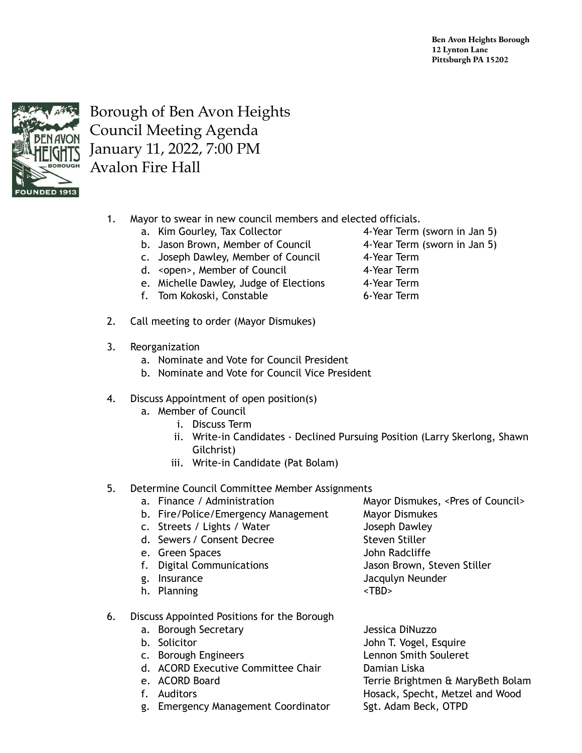Ben Avon Heights Borough
12 Lynton Lane
Pittsburgh PA 15202

# Borough of Ben Avon Heights
# Council Meeting Agenda
# January 11, 2022, 7:00 PM
# Avalon Fire Hall

1. Mayor to swear in new council members and elected officials.
   a. Kim Gourley, Tax Collector — 4-Year Term (sworn in Jan 5)
   b. Jason Brown, Member of Council — 4-Year Term (sworn in Jan 5)
   c. Joseph Dawley, Member of Council — 4-Year Term
   d. <open>, Member of Council — 4-Year Term
   e. Michelle Dawley, Judge of Elections — 4-Year Term
   f. Tom Kokoski, Constable — 6-Year Term

2. Call meeting to order (Mayor Dismukes)

3. Reorganization
   a. Nominate and Vote for Council President
   b. Nominate and Vote for Council Vice President

4. Discuss Appointment of open position(s)
   a. Member of Council
      i. Discuss Term
      ii. Write-in Candidates - Declined Pursuing Position (Larry Skerlong, Shawn Gilchrist)
      iii. Write-in Candidate (Pat Bolam)

5. Determine Council Committee Member Assignments
   a. Finance / Administration — Mayor Dismukes, <Pres of Council>
   b. Fire/Police/Emergency Management — Mayor Dismukes
   c. Streets / Lights / Water — Joseph Dawley
   d. Sewers / Consent Decree — Steven Stiller
   e. Green Spaces — John Radcliffe
   f. Digital Communications — Jason Brown, Steven Stiller
   g. Insurance — Jacqulyn Neunder
   h. Planning — <TBD>

6. Discuss Appointed Positions for the Borough
   a. Borough Secretary — Jessica DiNuzzo
   b. Solicitor — John T. Vogel, Esquire
   c. Borough Engineers — Lennon Smith Souleret
   d. ACORD Executive Committee Chair — Damian Liska
   e. ACORD Board — Terrie Brightmen & MaryBeth Bolam
   f. Auditors — Hosack, Specht, Metzel and Wood
   g. Emergency Management Coordinator — Sgt. Adam Beck, OTPD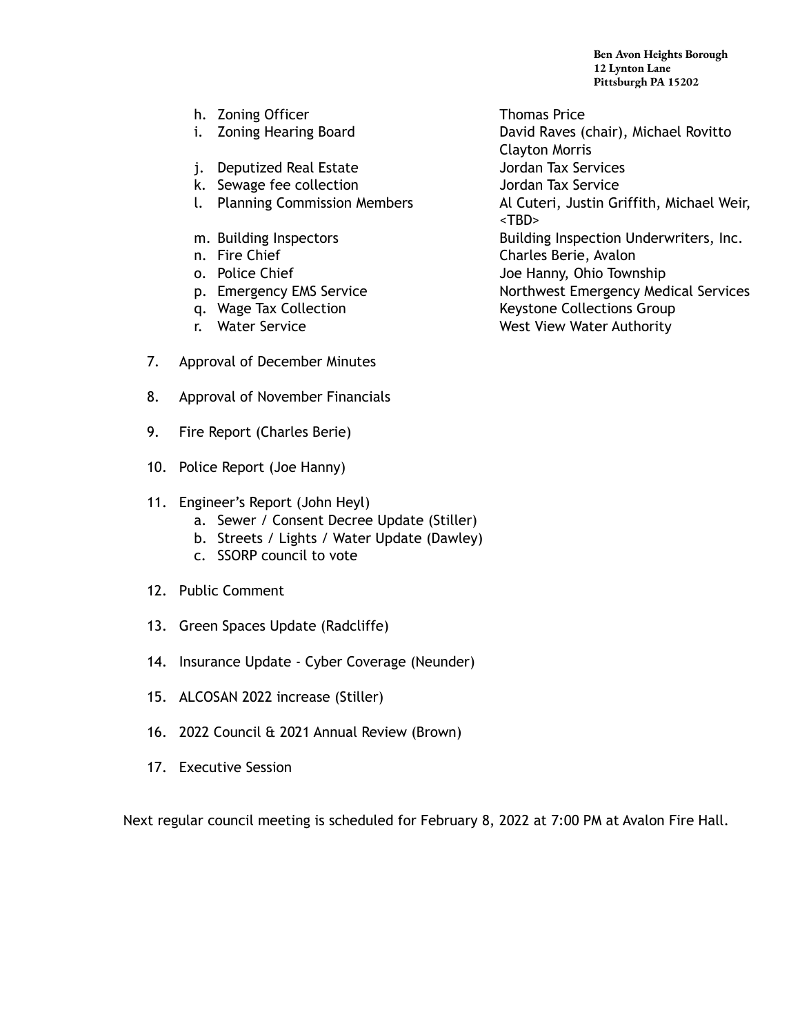Ben Avon Heights Borough
12 Lynton Lane
Pittsburgh PA 15202

| | |
|---|---|
| h. Zoning Officer | Thomas Price |
| i. Zoning Hearing Board | David Raves (chair), Michael Rovitto Clayton Morris |
| j. Deputized Real Estate | Jordan Tax Services |
| k. Sewage fee collection | Jordan Tax Service |
| l. Planning Commission Members | Al Cuteri, Justin Griffith, Michael Weir, <TBD> |
| m. Building Inspectors | Building Inspection Underwriters, Inc. |
| n. Fire Chief | Charles Berie, Avalon |
| o. Police Chief | Joe Hanny, Ohio Township |
| p. Emergency EMS Service | Northwest Emergency Medical Services |
| q. Wage Tax Collection | Keystone Collections Group |
| r. Water Service | West View Water Authority |

7. Approval of December Minutes

8. Approval of November Financials

9. Fire Report (Charles Berie)

10. Police Report (Joe Hanny)

11. Engineer's Report (John Heyl)
    a. Sewer / Consent Decree Update (Stiller)
    b. Streets / Lights / Water Update (Dawley)
    c. SSORP council to vote

12. Public Comment

13. Green Spaces Update (Radcliffe)

14. Insurance Update - Cyber Coverage (Neunder)

15. ALCOSAN 2022 increase (Stiller)

16. 2022 Council & 2021 Annual Review (Brown)

17. Executive Session

Next regular council meeting is scheduled for February 8, 2022 at 7:00 PM at Avalon Fire Hall.